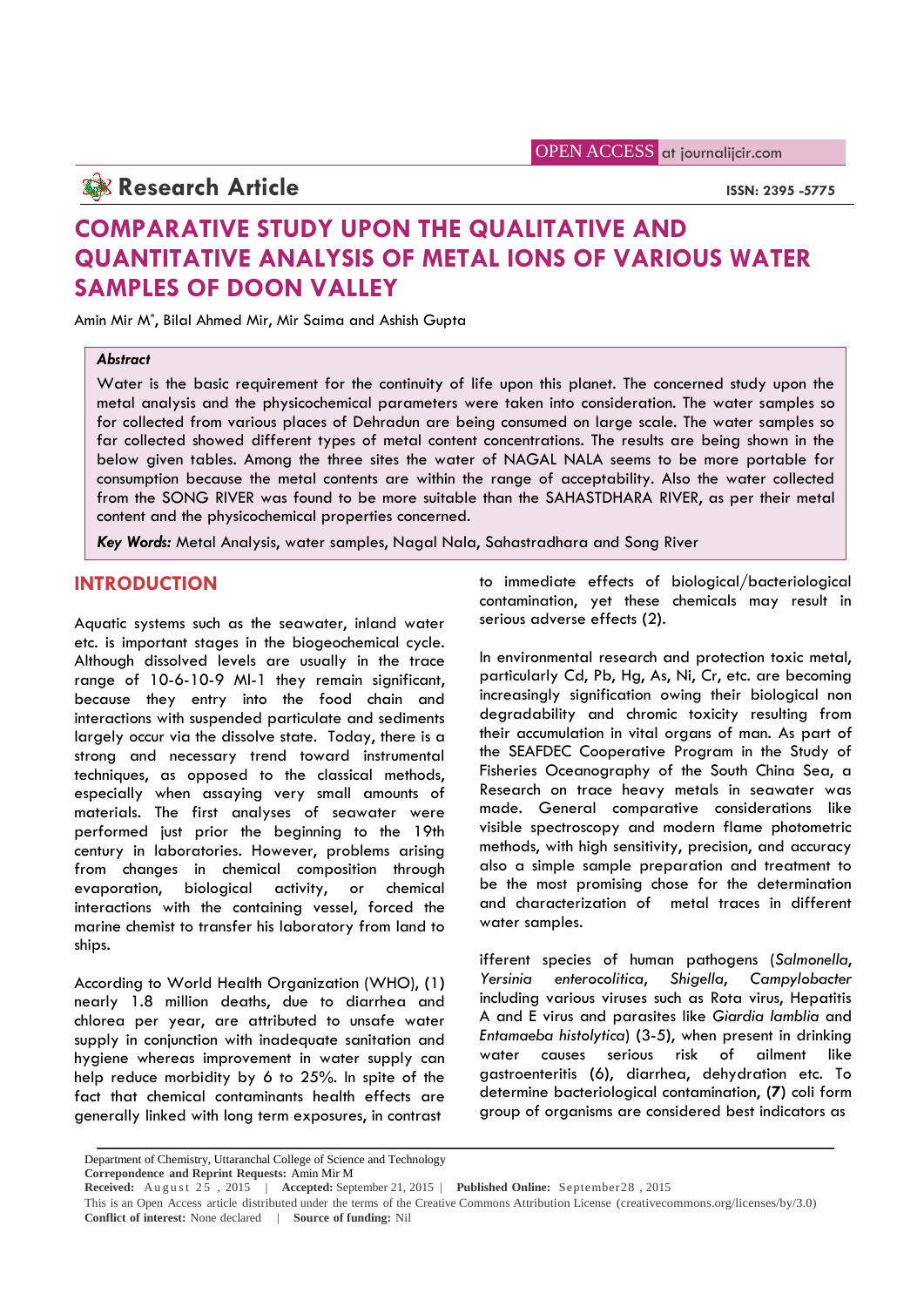OPEN ACCESS at journalijcir.com

**Research Article**

ISSN: 2395 -5775

# COMPARATIVE STUDY UPON THE QUALITATIVE AND QUANTITATIVE ANALYSIS OF METAL IONS OF VARIOUS WATER SAMPLES OF DOON VALLEY

Amin Mir M*, Bilal Ahmed Mir, Mir Saima and Ashish Gupta

### *Abstract*

Water is the basic requirement for the continuity of life upon this planet. The concerned study upon the metal analysis and the physicochemical parameters were taken into consideration. The water samples so for collected from various places of Dehradun are being consumed on large scale. The water samples so far collected showed different types of metal content concentrations. The results are being shown in the below given tables. Among the three sites the water of NAGAL NALA seems to be more portable for consumption because the metal contents are within the range of acceptability. Also the water collected from the SONG RIVER was found to be more suitable than the SAHASTDHARA RIVER, as per their metal content and the physicochemical properties concerned.

***Key Words:*** Metal Analysis, water samples, Nagal Nala, Sahastradhara and Song River

## INTRODUCTION

Aquatic systems such as the seawater, inland water etc. is important stages in the biogeochemical cycle. Although dissolved levels are usually in the trace range of 10-6-10-9 Ml-1 they remain significant, because they entry into the food chain and interactions with suspended particulate and sediments largely occur via the dissolve state. Today, there is a strong and necessary trend toward instrumental techniques, as opposed to the classical methods, especially when assaying very small amounts of materials. The first analyses of seawater were performed just prior the beginning to the 19th century in laboratories. However, problems arising from changes in chemical composition through evaporation, biological activity, or chemical interactions with the containing vessel, forced the marine chemist to transfer his laboratory from land to ships.

According to World Health Organization (WHO), (1) nearly 1.8 million deaths, due to diarrhea and chlorea per year, are attributed to unsafe water supply in conjunction with inadequate sanitation and hygiene whereas improvement in water supply can help reduce morbidity by 6 to 25%. In spite of the fact that chemical contaminants health effects are generally linked with long term exposures, in contrast to immediate effects of biological/bacteriological contamination, yet these chemicals may result in serious adverse effects (2).

In environmental research and protection toxic metal, particularly Cd, Pb, Hg, As, Ni, Cr, etc. are becoming increasingly signification owing their biological non degradability and chromic toxicity resulting from their accumulation in vital organs of man. As part of the SEAFDEC Cooperative Program in the Study of Fisheries Oceanography of the South China Sea, a Research on trace heavy metals in seawater was made. General comparative considerations like visible spectroscopy and modern flame photometric methods, with high sensitivity, precision, and accuracy also a simple sample preparation and treatment to be the most promising chose for the determination and characterization of metal traces in different water samples.

ifferent species of human pathogens (*Salmonella*, *Yersinia enterocolitica*, *Shigella*, *Campylobacter* including various viruses such as Rota virus, Hepatitis A and E virus and parasites like *Giardia lamblia* and *Entamaeba histolytica*) (3-5), when present in drinking water causes serious risk of ailment like gastroenteritis (6), diarrhea, dehydration etc. To determine bacteriological contamination, (**7**) coli form group of organisms are considered best indicators as

---

Department of Chemistry, Uttaranchal College of Science and Technology
**Correpondence and Reprint Requests:** Amin Mir M
**Received:** August 25 , 2015 | **Accepted:** September 21, 2015 | **Published Online:** September28 , 2015
This is an Open Access article distributed under the terms of the Creative Commons Attribution License (creativecommons.org/licenses/by/3.0)
**Conflict of interest:** None declared | **Source of funding:** Nil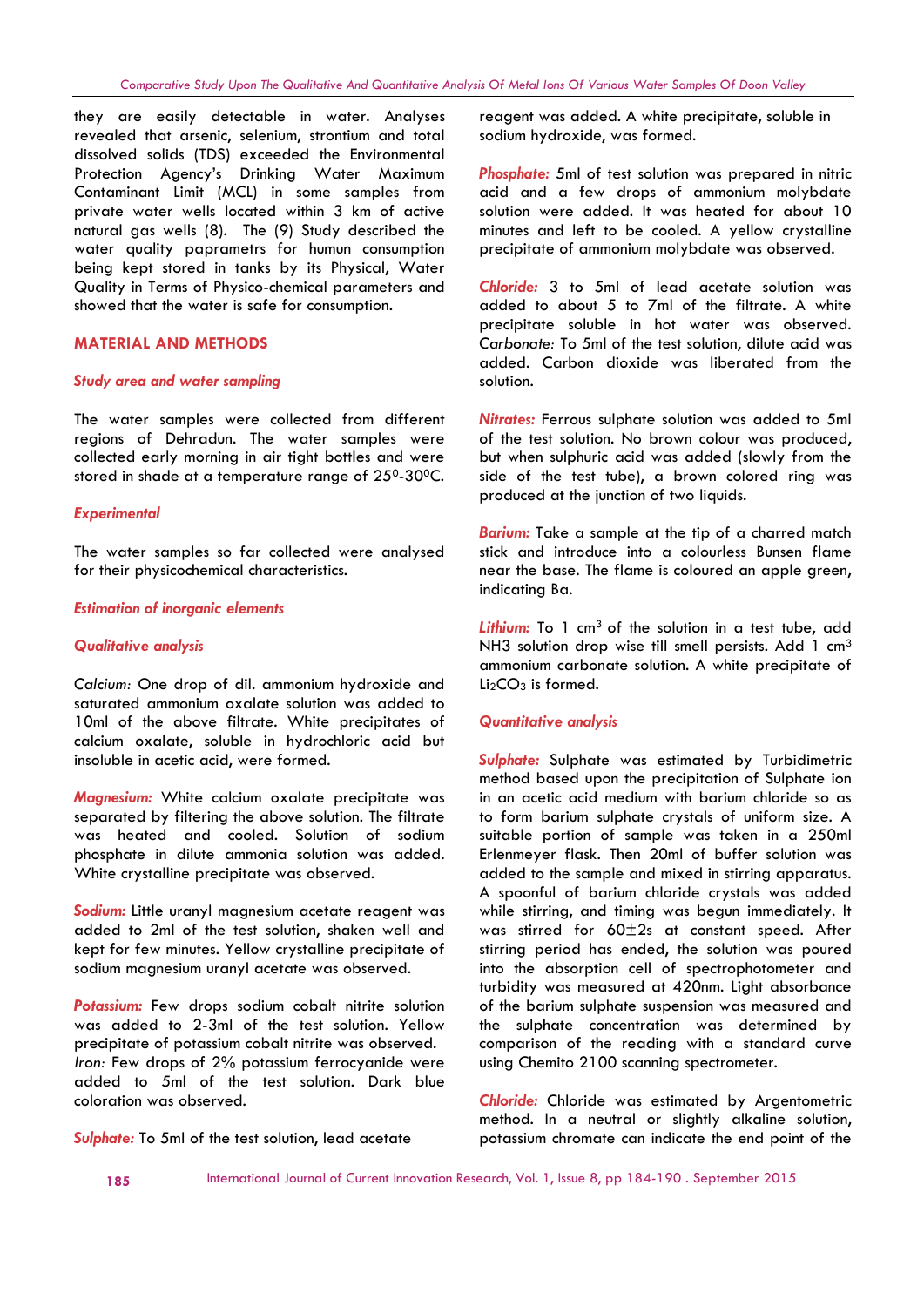they are easily detectable in water. Analyses revealed that arsenic, selenium, strontium and total dissolved solids (TDS) exceeded the Environmental Protection Agency's Drinking Water Maximum Contaminant Limit (MCL) in some samples from private water wells located within 3 km of active natural gas wells (8). The (9) Study described the water quality paprametrs for humun consumption being kept stored in tanks by its Physical, Water Quality in Terms of Physico-chemical parameters and showed that the water is safe for consumption.

## MATERIAL AND METHODS

### *Study area and water sampling*

The water samples were collected from different regions of Dehradun. The water samples were collected early morning in air tight bottles and were stored in shade at a temperature range of $25^0$-$30^0$C.

### *Experimental*

The water samples so far collected were analysed for their physicochemical characteristics.

### *Estimation of inorganic elements*

### *Qualitative analysis*

*Calcium:* One drop of dil. ammonium hydroxide and saturated ammonium oxalate solution was added to 10ml of the above filtrate. White precipitates of calcium oxalate, soluble in hydrochloric acid but insoluble in acetic acid, were formed.

*Magnesium:* White calcium oxalate precipitate was separated by filtering the above solution. The filtrate was heated and cooled. Solution of sodium phosphate in dilute ammonia solution was added. White crystalline precipitate was observed.

*Sodium:* Little uranyl magnesium acetate reagent was added to 2ml of the test solution, shaken well and kept for few minutes. Yellow crystalline precipitate of sodium magnesium uranyl acetate was observed.

*Potassium:* Few drops sodium cobalt nitrite solution was added to 2-3ml of the test solution. Yellow precipitate of potassium cobalt nitrite was observed.
*Iron:* Few drops of 2% potassium ferrocyanide were added to 5ml of the test solution. Dark blue coloration was observed.

*Sulphate:* To 5ml of the test solution, lead acetate reagent was added. A white precipitate, soluble in sodium hydroxide, was formed.

*Phosphate:* 5ml of test solution was prepared in nitric acid and a few drops of ammonium molybdate solution were added. It was heated for about 10 minutes and left to be cooled. A yellow crystalline precipitate of ammonium molybdate was observed.

*Chloride:* 3 to 5ml of lead acetate solution was added to about 5 to 7ml of the filtrate. A white precipitate soluble in hot water was observed.
*Carbonate:* To 5ml of the test solution, dilute acid was added. Carbon dioxide was liberated from the solution.

*Nitrates:* Ferrous sulphate solution was added to 5ml of the test solution. No brown colour was produced, but when sulphuric acid was added (slowly from the side of the test tube), a brown colored ring was produced at the junction of two liquids.

*Barium:* Take a sample at the tip of a charred match stick and introduce into a colourless Bunsen flame near the base. The flame is coloured an apple green, indicating Ba.

*Lithium:* To 1 $cm^3$ of the solution in a test tube, add NH3 solution drop wise till smell persists. Add 1 $cm^3$ ammonium carbonate solution. A white precipitate of $Li_2CO_3$ is formed.

### *Quantitative analysis*

*Sulphate:* Sulphate was estimated by Turbidimetric method based upon the precipitation of Sulphate ion in an acetic acid medium with barium chloride so as to form barium sulphate crystals of uniform size. A suitable portion of sample was taken in a 250ml Erlenmeyer flask. Then 20ml of buffer solution was added to the sample and mixed in stirring apparatus. A spoonful of barium chloride crystals was added while stirring, and timing was begun immediately. It was stirred for $60\pm2$s at constant speed. After stirring period has ended, the solution was poured into the absorption cell of spectrophotometer and turbidity was measured at 420nm. Light absorbance of the barium sulphate suspension was measured and the sulphate concentration was determined by comparison of the reading with a standard curve using Chemito 2100 scanning spectrometer.

*Chloride:* Chloride was estimated by Argentometric method. In a neutral or slightly alkaline solution, potassium chromate can indicate the end point of the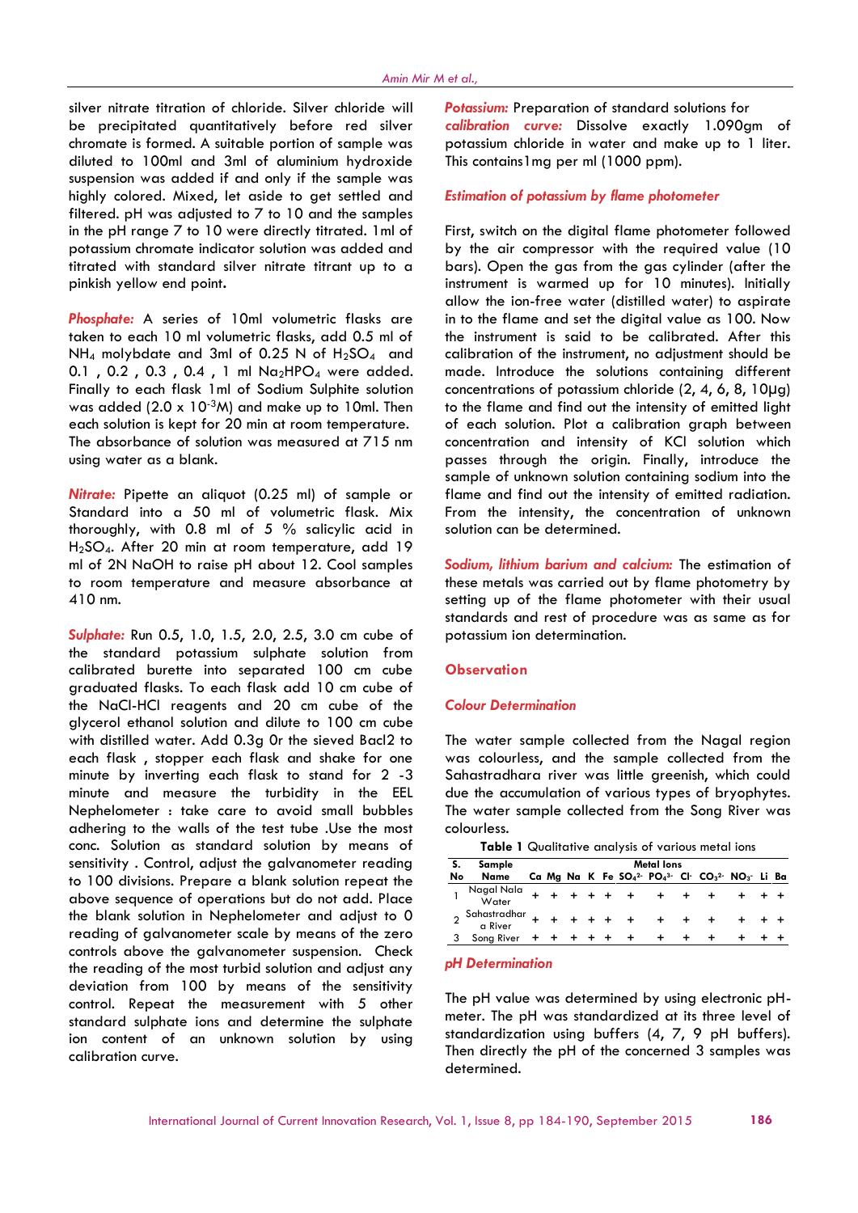silver nitrate titration of chloride. Silver chloride will be precipitated quantitatively before red silver chromate is formed. A suitable portion of sample was diluted to 100ml and 3ml of aluminium hydroxide suspension was added if and only if the sample was highly colored. Mixed, let aside to get settled and filtered. pH was adjusted to 7 to 10 and the samples in the pH range 7 to 10 were directly titrated. 1ml of potassium chromate indicator solution was added and titrated with standard silver nitrate titrant up to a pinkish yellow end point.

***Phosphate:*** A series of 10ml volumetric flasks are taken to each 10 ml volumetric flasks, add 0.5 ml of $NH_4$ molybdate and 3ml of 0.25 N of $H_2SO_4$ and 0.1 , 0.2 , 0.3 , 0.4 , 1 ml $Na_2HPO_4$ were added. Finally to each flask 1ml of Sodium Sulphite solution was added ($2.0 \times 10^{-3}$M) and make up to 10ml. Then each solution is kept for 20 min at room temperature. The absorbance of solution was measured at 715 nm using water as a blank.

***Nitrate:*** Pipette an aliquot (0.25 ml) of sample or Standard into a 50 ml of volumetric flask. Mix thoroughly, with 0.8 ml of 5 % salicylic acid in $H_2SO_4$. After 20 min at room temperature, add 19 ml of 2N NaOH to raise pH about 12. Cool samples to room temperature and measure absorbance at 410 nm.

***Sulphate:*** Run 0.5, 1.0, 1.5, 2.0, 2.5, 3.0 cm cube of the standard potassium sulphate solution from calibrated burette into separated 100 cm cube graduated flasks. To each flask add 10 cm cube of the NaCl-HCl reagents and 20 cm cube of the glycerol ethanol solution and dilute to 100 cm cube with distilled water. Add 0.3g 0r the sieved Bacl2 to each flask , stopper each flask and shake for one minute by inverting each flask to stand for 2 -3 minute and measure the turbidity in the EEL Nephelometer : take care to avoid small bubbles adhering to the walls of the test tube .Use the most conc. Solution as standard solution by means of sensitivity . Control, adjust the galvanometer reading to 100 divisions. Prepare a blank solution repeat the above sequence of operations but do not add. Place the blank solution in Nephelometer and adjust to 0 reading of galvanometer scale by means of the zero controls above the galvanometer suspension. Check the reading of the most turbid solution and adjust any deviation from 100 by means of the sensitivity control. Repeat the measurement with 5 other standard sulphate ions and determine the sulphate ion content of an unknown solution by using calibration curve.

***Potassium:*** Preparation of standard solutions for ***calibration curve:*** Dissolve exactly 1.090gm of potassium chloride in water and make up to 1 liter. This contains1mg per ml (1000 ppm).

### *Estimation of potassium by flame photometer*

First, switch on the digital flame photometer followed by the air compressor with the required value (10 bars). Open the gas from the gas cylinder (after the instrument is warmed up for 10 minutes). Initially allow the ion-free water (distilled water) to aspirate in to the flame and set the digital value as 100. Now the instrument is said to be calibrated. After this calibration of the instrument, no adjustment should be made. Introduce the solutions containing different concentrations of potassium chloride (2, 4, 6, 8, 10µg) to the flame and find out the intensity of emitted light of each solution. Plot a calibration graph between concentration and intensity of KCl solution which passes through the origin. Finally, introduce the sample of unknown solution containing sodium into the flame and find out the intensity of emitted radiation. From the intensity, the concentration of unknown solution can be determined.

***Sodium, lithium barium and calcium:*** The estimation of these metals was carried out by flame photometry by setting up of the flame photometer with their usual standards and rest of procedure was as same as for potassium ion determination.

## Observation

### *Colour Determination*

The water sample collected from the Nagal region was colourless, and the sample collected from the Sahastradhara river was little greenish, which could due the accumulation of various types of bryophytes. The water sample collected from the Song River was colourless.

**Table 1** Qualitative analysis of various metal ions

| S. No | Sample Name | Ca | Mg | Na | K | Fe | $SO_4^{2-}$ | $PO_4^{3-}$ | $Cl^-$ | $CO_3^{2-}$ | $NO_3^-$ | Li | Ba |
|---|---|---|---|---|---|---|---|---|---|---|---|---|---|
| 1 | Nagal Nala Water | + | + | + | + | + | + | + | + | + | + | + | + |
| 2 | Sahastradhara River | + | + | + | + | + | + | + | + | + | + | + | + |
| 3 | Song River | + | + | + | + | + | + | + | + | + | + | + | + |

### *pH Determination*

The pH value was determined by using electronic pH-meter. The pH was standardized at its three level of standardization using buffers (4, 7, 9 pH buffers). Then directly the pH of the concerned 3 samples was determined.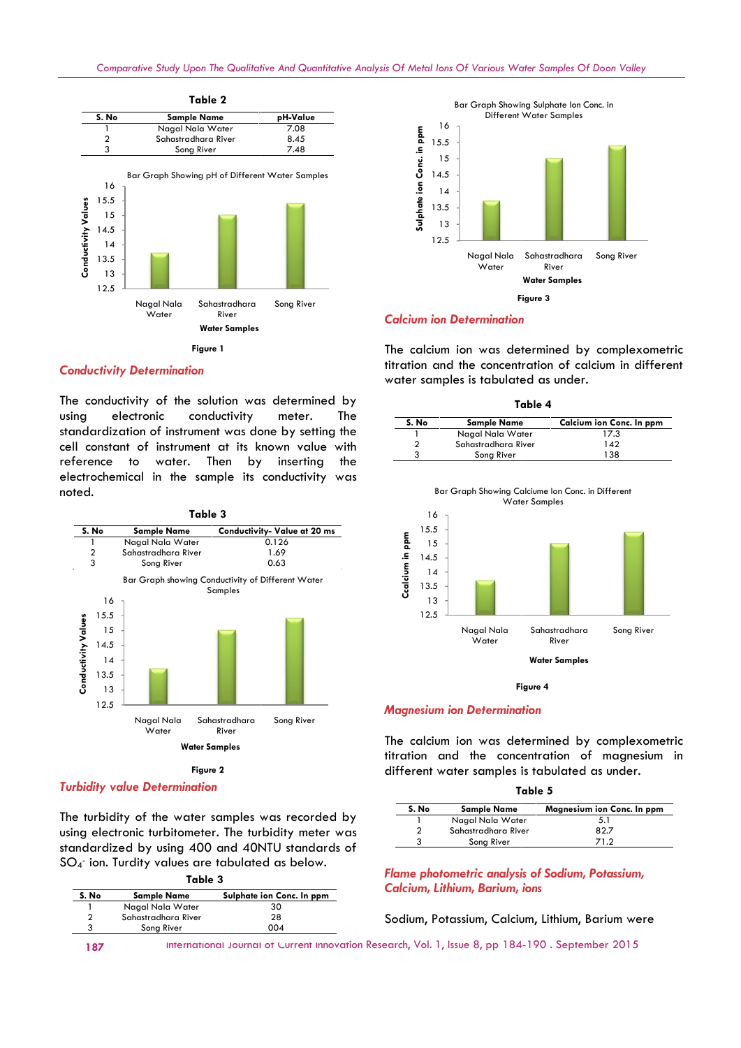**Table 2**

| S. No | Sample Name | pH-Value |
|---|---|---|
| 1 | Nagal Nala Water | 7.08 |
| 2 | Sahastradhara River | 8.45 |
| 3 | Song River | 7.48 |

Figure 1

## *Conductivity Determination*

The conductivity of the solution was determined by using electronic conductivity meter. The standardization of instrument was done by setting the cell constant of instrument at its known value with reference to water. Then by inserting the electrochemical in the sample its conductivity was noted.

**Table 3**

| S. No | Sample Name | Conductivity- Value at 20 ms |
|---|---|---|
| 1 | Nagal Nala Water | 0.126 |
| 2 | Sahastradhara River | 1.69 |
| 3 | Song River | 0.63 |

Figure 2

## *Turbidity value Determination*

The turbidity of the water samples was recorded by using electronic turbitometer. The turbidity meter was standardized by using 400 and 40NTU standards of $SO_4^-$ ion. Turdity values are tabulated as below.

**Table 3**

| S. No | Sample Name | Sulphate ion Conc. In ppm |
|---|---|---|
| 1 | Nagal Nala Water | 30 |
| 2 | Sahastradhara River | 28 |
| 3 | Song River | 004 |

Figure 3

## *Calcium ion Determination*

The calcium ion was determined by complexometric titration and the concentration of calcium in different water samples is tabulated as under.

**Table 4**

| S. No | Sample Name | Calcium ion Conc. In ppm |
|---|---|---|
| 1 | Nagal Nala Water | 17.3 |
| 2 | Sahastradhara River | 142 |
| 3 | Song River | 138 |

Figure 4

## *Magnesium ion Determination*

The calcium ion was determined by complexometric titration and the concentration of magnesium in different water samples is tabulated as under.

**Table 5**

| S. No | Sample Name | Magnesium ion Conc. In ppm |
|---|---|---|
| 1 | Nagal Nala Water | 5.1 |
| 2 | Sahastradhara River | 82.7 |
| 3 | Song River | 71.2 |

## *Flame photometric analysis of Sodium, Potassium, Calcium, Lithium, Barium, ions*

Sodium, Potassium, Calcium, Lithium, Barium were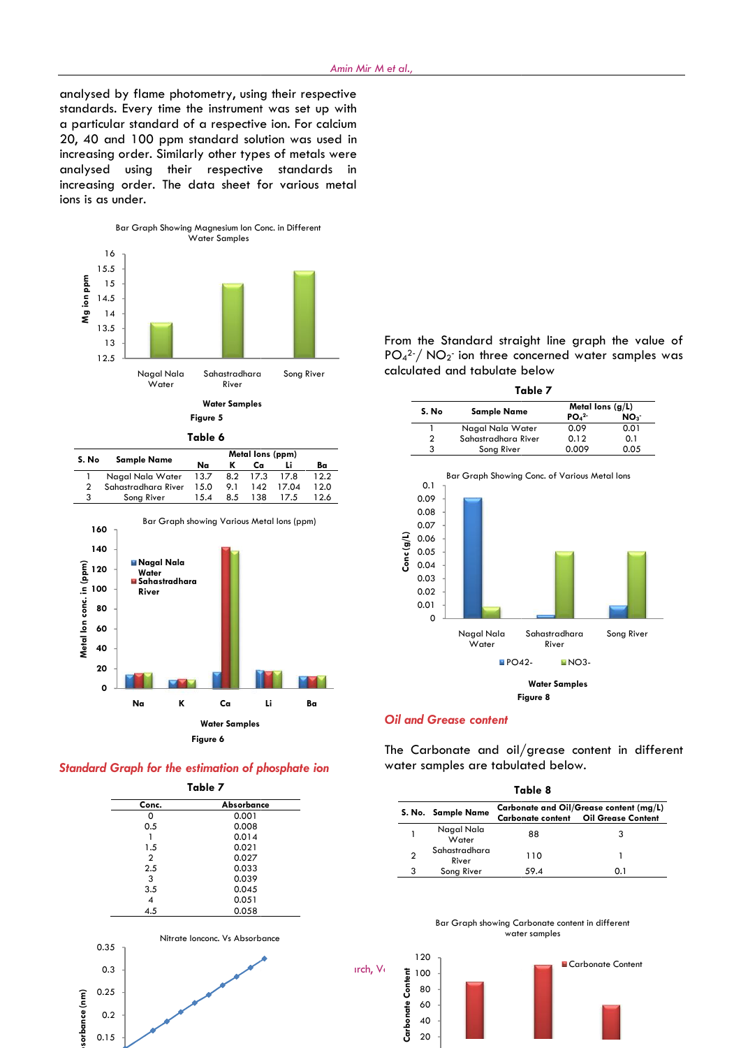analysed by flame photometry, using their respective standards. Every time the instrument was set up with a particular standard of a respective ion. For calcium 20, 40 and 100 ppm standard solution was used in increasing order. Similarly other types of metals were analysed using their respective standards in increasing order. The data sheet for various metal ions is as under.

Figure 5

**Table 6**

| S. No | Sample Name | Metal Ions (ppm) | | | | |
|---|---|---|---|---|---|---|
| | | Na | K | Ca | Li | Ba |
| 1 | Nagal Nala Water | 13.7 | 8.2 | 17.3 | 17.8 | 12.2 |
| 2 | Sahastradhara River | 15.0 | 9.1 | 142 | 17.04 | 12.0 |
| 3 | Song River | 15.4 | 8.5 | 138 | 17.5 | 12.6 |

Figure 6

### *Standard Graph for the estimation of phosphate ion*

**Table 7**

| Conc. | Absorbance |
|---|---|
| 0 | 0.001 |
| 0.5 | 0.008 |
| 1 | 0.014 |
| 1.5 | 0.021 |
| 2 | 0.027 |
| 2.5 | 0.033 |
| 3 | 0.039 |
| 3.5 | 0.045 |
| 4 | 0.051 |
| 4.5 | 0.058 |

From the Standard straight line graph the value of $PO_4^{2-}$ / $NO_2^-$ ion three concerned water samples was calculated and tabulate below

**Table 7**

| S. No | Sample Name | Metal Ions (g/L) | |
|---|---|---|---|
| | | $PO_4^{2-}$ | $NO_3^-$ |
| 1 | Nagal Nala Water | 0.09 | 0.01 |
| 2 | Sahastradhara River | 0.12 | 0.1 |
| 3 | Song River | 0.009 | 0.05 |

Figure 8

### *Oil and Grease content*

The Carbonate and oil/grease content in different water samples are tabulated below.

**Table 8**

| S. No. | Sample Name | Carbonate and Oil/Grease content (mg/L) | |
|---|---|---|---|
| | | Carbonate content | Oil Grease Content |
| 1 | Nagal Nala Water | 88 | 3 |
| 2 | Sahastradhara River | 110 | 1 |
| 3 | Song River | 59.4 | 0.1 |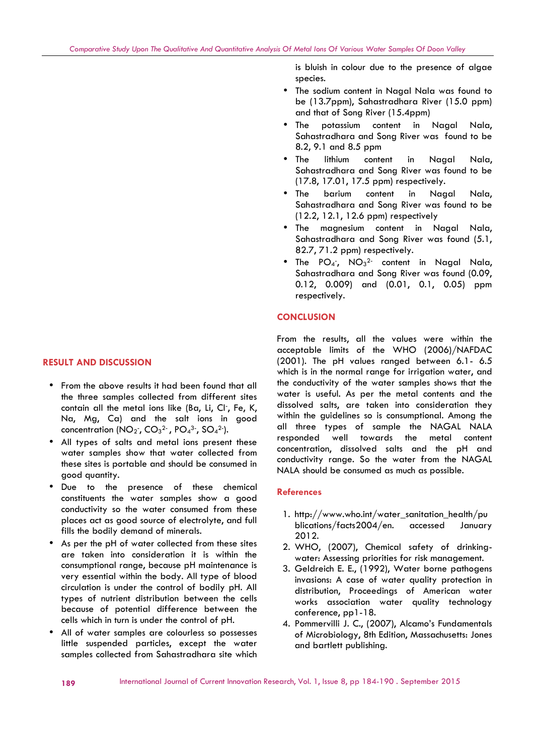## RESULT AND DISCUSSION

- From the above results it had been found that all the three samples collected from different sites contain all the metal ions like (Ba, Li, $Cl^-$, Fe, K, Na, Mg, Ca) and the salt ions in good concentration ($NO_2^-$, $CO_3^{2-}$, $PO_4^{3-}$, $SO_4^{2-}$).
- All types of salts and metal ions present these water samples show that water collected from these sites is portable and should be consumed in good quantity.
- Due to the presence of these chemical constituents the water samples show a good conductivity so the water consumed from these places act as good source of electrolyte, and full fills the bodily demand of minerals.
- As per the pH of water collected from these sites are taken into consideration it is within the consumptional range, because pH maintenance is very essential within the body. All type of blood circulation is under the control of bodily pH. All types of nutrient distribution between the cells because of potential difference between the cells which in turn is under the control of pH.
- All of water samples are colourless so possesses little suspended particles, except the water samples collected from Sahastradhara site which is bluish in colour due to the presence of algae species.
- The sodium content in Nagal Nala was found to be (13.7ppm), Sahastradhara River (15.0 ppm) and that of Song River (15.4ppm)
- The potassium content in Nagal Nala, Sahastradhara and Song River was found to be 8.2, 9.1 and 8.5 ppm
- The lithium content in Nagal Nala, Sahastradhara and Song River was found to be (17.8, 17.01, 17.5 ppm) respectively.
- The barium content in Nagal Nala, Sahastradhara and Song River was found to be (12.2, 12.1, 12.6 ppm) respectively
- The magnesium content in Nagal Nala, Sahastradhara and Song River was found (5.1, 82.7, 71.2 ppm) respectively.
- The $PO_4^-$, $NO_3^{2-}$ content in Nagal Nala, Sahastradhara and Song River was found (0.09, 0.12, 0.009) and (0.01, 0.1, 0.05) ppm respectively.

## CONCLUSION

From the results, all the values were within the acceptable limits of the WHO (2006)/NAFDAC (2001). The pH values ranged between 6.1- 6.5 which is in the normal range for irrigation water, and the conductivity of the water samples shows that the water is useful. As per the metal contents and the dissolved salts, are taken into consideration they within the guidelines so is consumptional. Among the all three types of sample the NAGAL NALA responded well towards the metal content concentration, dissolved salts and the pH and conductivity range. So the water from the NAGAL NALA should be consumed as much as possible.

## References

1. http://www.who.int/water_sanitation_health/publications/facts2004/en. accessed January 2012.
2. WHO, (2007), Chemical safety of drinking-water: Assessing priorities for risk management.
3. Geldreich E. E., (1992), Water borne pathogens invasions: A case of water quality protection in distribution, Proceedings of American water works association water quality technology conference, pp1-18.
4. Pommervilli J. C., (2007), Alcamo's Fundamentals of Microbiology, 8th Edition, Massachusetts: Jones and bartlett publishing.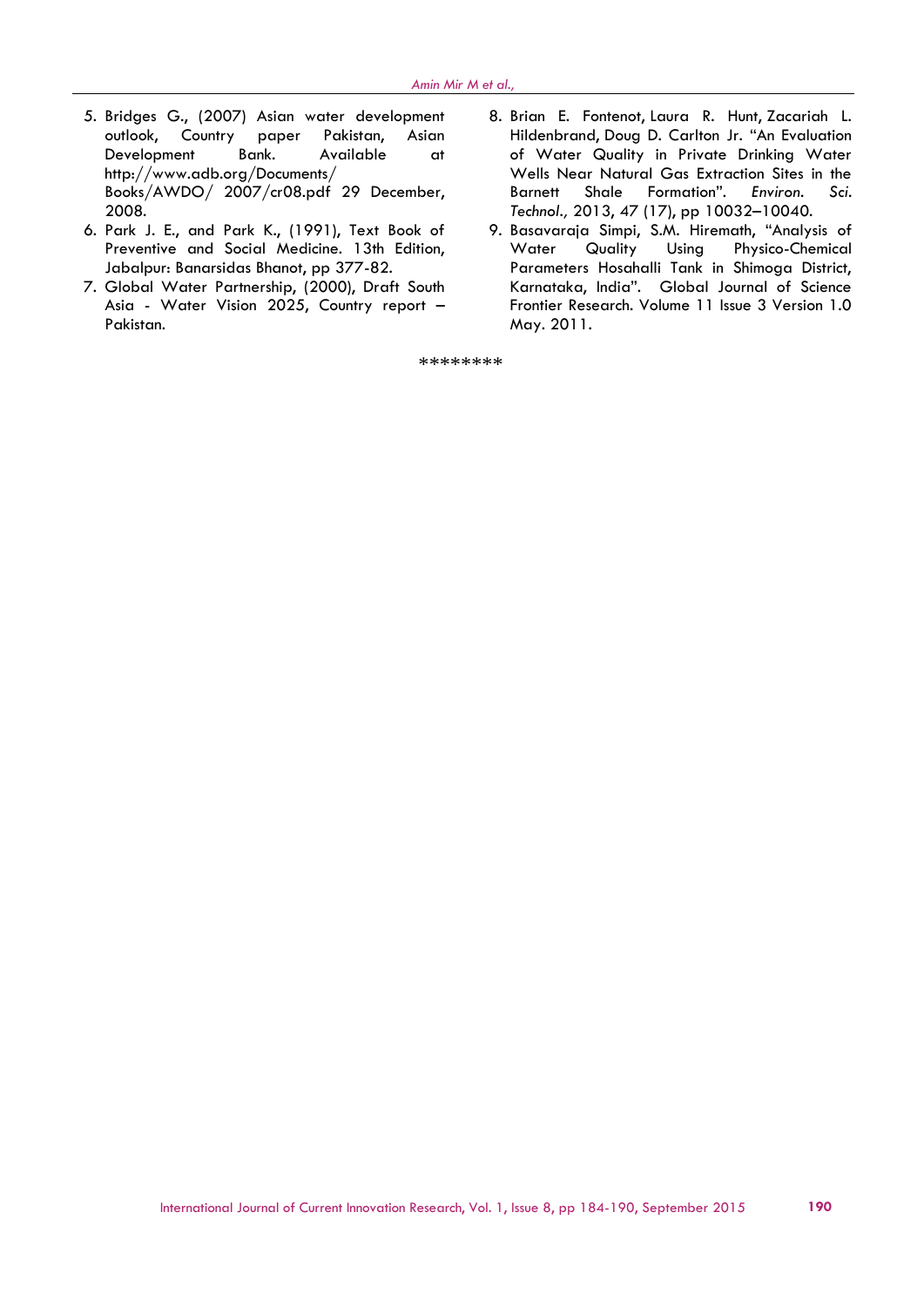5. Bridges G., (2007) Asian water development outlook, Country paper Pakistan, Asian Development Bank. Available at http://www.adb.org/Documents/ Books/AWDO/ 2007/cr08.pdf 29 December, 2008.
6. Park J. E., and Park K., (1991), Text Book of Preventive and Social Medicine. 13th Edition, Jabalpur: Banarsidas Bhanot, pp 377-82.
7. Global Water Partnership, (2000), Draft South Asia - Water Vision 2025, Country report – Pakistan.
8. Brian E. Fontenot, Laura R. Hunt, Zacariah L. Hildenbrand, Doug D. Carlton Jr. "An Evaluation of Water Quality in Private Drinking Water Wells Near Natural Gas Extraction Sites in the Barnett Shale Formation". *Environ. Sci. Technol.,* 2013, 47 (17), pp 10032–10040.
9. Basavaraja Simpi, S.M. Hiremath, "Analysis of Water Quality Using Physico-Chemical Parameters Hosahalli Tank in Shimoga District, Karnataka, India". Global Journal of Science Frontier Research. Volume 11 Issue 3 Version 1.0 May. 2011.

\*\*\*\*\*\*\*\*